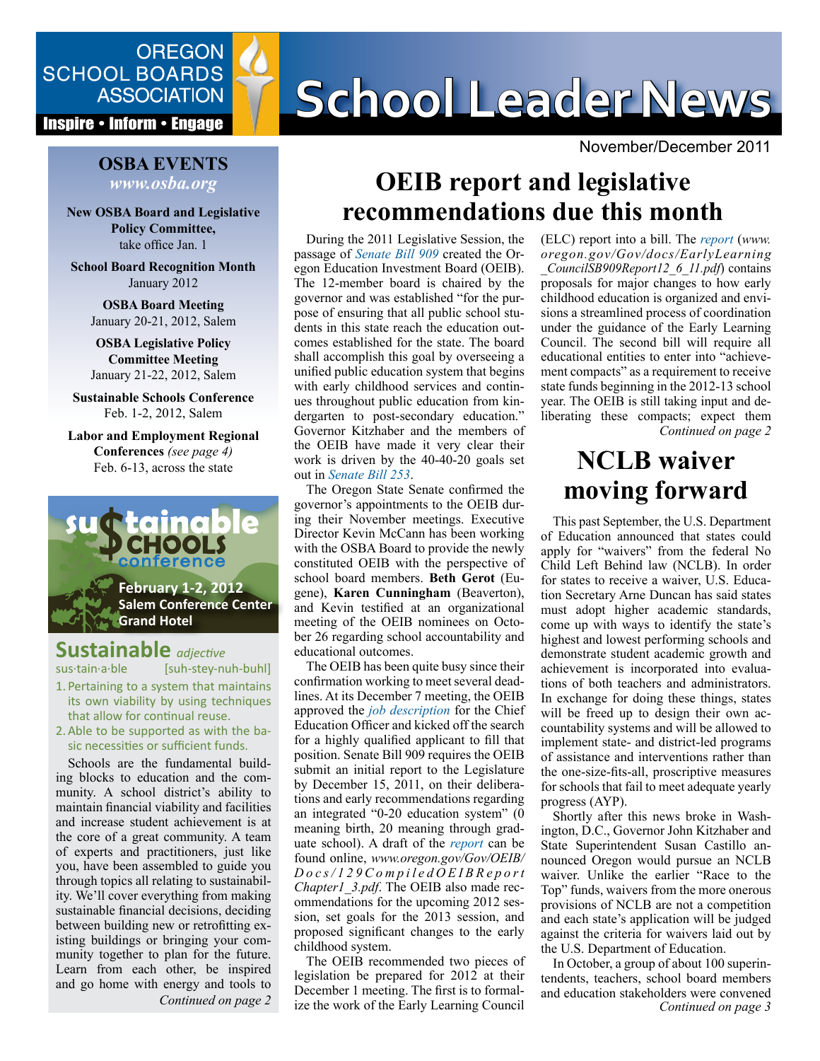# School Leader News

OREGON SCHOOL BOARDS ASSOCIATION

Inspire • Inform • Engage

November/December 2011

## OSBA EVENTS

*www.osba.org*

**New OSBA Board and Legislative Policy Committee,** take office Jan. 1

**School Board Recognition Month** January 2012

**OSBA Board Meeting** January 20-21, 2012, Salem

**OSBA Legislative Policy Committee Meeting** January 21-22, 2012, Salem

**Sustainable Schools Conference** Feb. 1-2, 2012, Salem

**Labor and Employment Regional Conferences** *(see page 4)* Feb. 6-13, across the state

**sustainable schools conference**

**February 1-2, 2012**
**Salem Conference Center Grand Hotel**

**Sustainable** *adjective*

sus·tain·a·ble [suh-stey-nuh-buhl]

1. Pertaining to a system that maintains its own viability by using techniques that allow for continual reuse.
2. Able to be supported as with the basic necessities or sufficient funds.

Schools are the fundamental building blocks to education and the community. A school district's ability to maintain financial viability and facilities and increase student achievement is at the core of a great community. A team of experts and practitioners, just like you, have been assembled to guide you through topics all relating to sustainability. We'll cover everything from making sustainable financial decisions, deciding between building new or retrofitting existing buildings or bringing your community together to plan for the future. Learn from each other, be inspired and go home with energy and tools to

*Continued on page 2*

## OEIB report and legislative recommendations due this month

During the 2011 Legislative Session, the passage of *Senate Bill 909* created the Oregon Education Investment Board (OEIB). The 12-member board is chaired by the governor and was established "for the purpose of ensuring that all public school students in this state reach the education outcomes established for the state. The board shall accomplish this goal by overseeing a unified public education system that begins with early childhood services and continues throughout public education from kindergarten to post-secondary education." Governor Kitzhaber and the members of the OEIB have made it very clear their work is driven by the 40-40-20 goals set out in *Senate Bill 253*.

The Oregon State Senate confirmed the governor's appointments to the OEIB during their November meetings. Executive Director Kevin McCann has been working with the OSBA Board to provide the newly constituted OEIB with the perspective of school board members. **Beth Gerot** (Eugene), **Karen Cunningham** (Beaverton), and Kevin testified at an organizational meeting of the OEIB nominees on October 26 regarding school accountability and educational outcomes.

The OEIB has been quite busy since their confirmation working to meet several deadlines. At its December 7 meeting, the OEIB approved the *job description* for the Chief Education Officer and kicked off the search for a highly qualified applicant to fill that position. Senate Bill 909 requires the OEIB submit an initial report to the Legislature by December 15, 2011, on their deliberations and early recommendations regarding an integrated "0-20 education system" (0 meaning birth, 20 meaning through graduate school). A draft of the *report* can be found online, *www.oregon.gov/Gov/OEIB/Docs/129CompiledOEIBReportChapter1_3.pdf*. The OEIB also made recommendations for the upcoming 2012 session, set goals for the 2013 session, and proposed significant changes to the early childhood system.

The OEIB recommended two pieces of legislation be prepared for 2012 at their December 1 meeting. The first is to formalize the work of the Early Learning Council (ELC) report into a bill. The *report* (*www.oregon.gov/Gov/docs/EarlyLearning_CouncilSB909Report12_6_11.pdf*) contains proposals for major changes to how early childhood education is organized and envisions a streamlined process of coordination under the guidance of the Early Learning Council. The second bill will require all educational entities to enter into "achievement compacts" as a requirement to receive state funds beginning in the 2012-13 school year. The OEIB is still taking input and deliberating these compacts; expect them

*Continued on page 2*

## NCLB waiver moving forward

This past September, the U.S. Department of Education announced that states could apply for "waivers" from the federal No Child Left Behind law (NCLB). In order for states to receive a waiver, U.S. Education Secretary Arne Duncan has said states must adopt higher academic standards, come up with ways to identify the state's highest and lowest performing schools and demonstrate student academic growth and achievement is incorporated into evaluations of both teachers and administrators. In exchange for doing these things, states will be freed up to design their own accountability systems and will be allowed to implement state- and district-led programs of assistance and interventions rather than the one-size-fits-all, proscriptive measures for schools that fail to meet adequate yearly progress (AYP).

Shortly after this news broke in Washington, D.C., Governor John Kitzhaber and State Superintendent Susan Castillo announced Oregon would pursue an NCLB waiver. Unlike the earlier "Race to the Top" funds, waivers from the more onerous provisions of NCLB are not a competition and each state's application will be judged against the criteria for waivers laid out by the U.S. Department of Education.

In October, a group of about 100 superintendents, teachers, school board members and education stakeholders were convened

*Continued on page 3*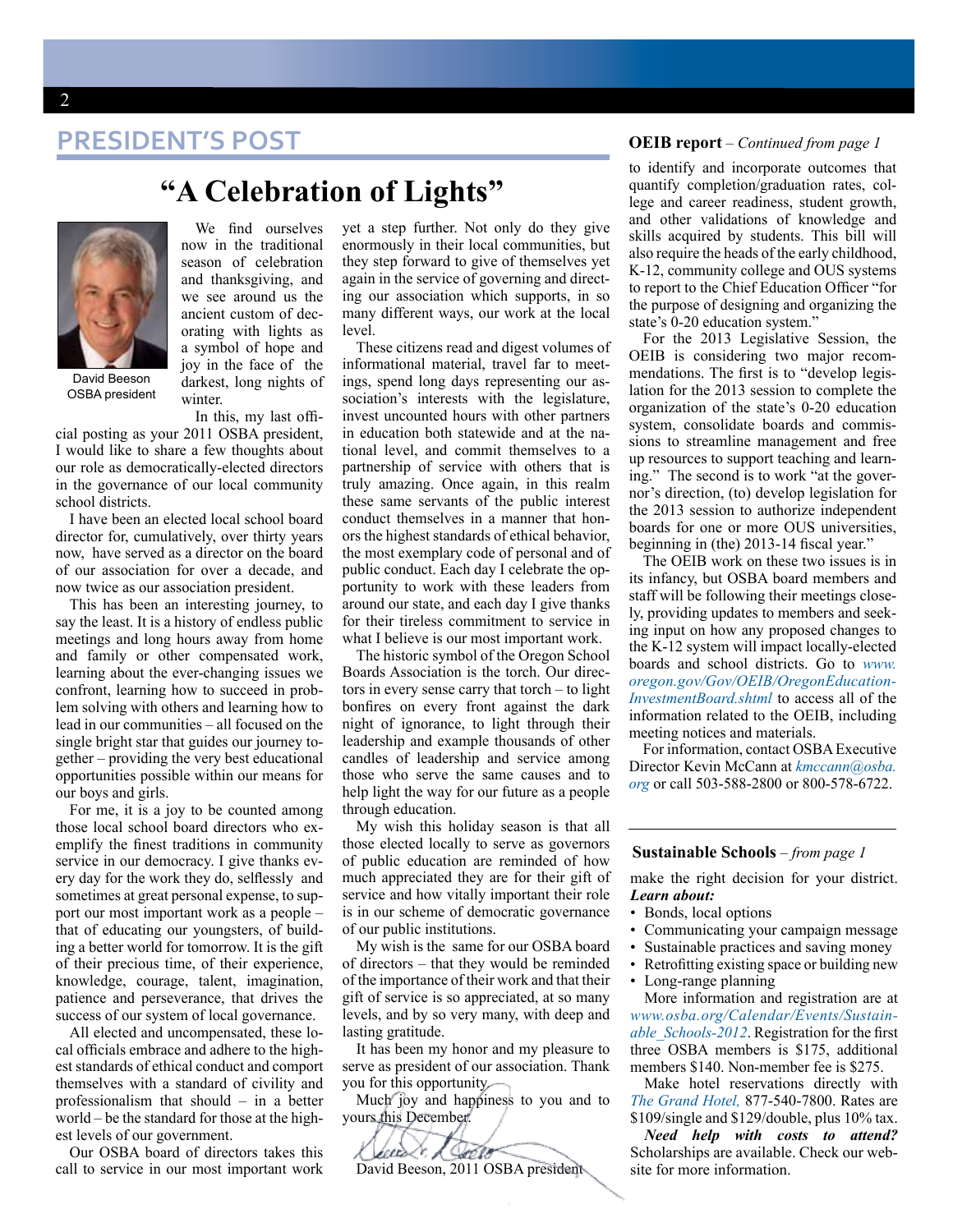## PRESIDENT'S POST

# "A Celebration of Lights"

David Beeson
OSBA president

We find ourselves now in the traditional season of celebration and thanksgiving, and we see around us the ancient custom of decorating with lights as a symbol of hope and joy in the face of the darkest, long nights of winter.

In this, my last official posting as your 2011 OSBA president, I would like to share a few thoughts about our role as democratically-elected directors in the governance of our local community school districts.

I have been an elected local school board director for, cumulatively, over thirty years now, have served as a director on the board of our association for over a decade, and now twice as our association president.

This has been an interesting journey, to say the least. It is a history of endless public meetings and long hours away from home and family or other compensated work, learning about the ever-changing issues we confront, learning how to succeed in problem solving with others and learning how to lead in our communities – all focused on the single bright star that guides our journey together – providing the very best educational opportunities possible within our means for our boys and girls.

For me, it is a joy to be counted among those local school board directors who exemplify the finest traditions in community service in our democracy. I give thanks every day for the work they do, selflessly and sometimes at great personal expense, to support our most important work as a people – that of educating our youngsters, of building a better world for tomorrow. It is the gift of their precious time, of their experience, knowledge, courage, talent, imagination, patience and perseverance, that drives the success of our system of local governance.

All elected and uncompensated, these local officials embrace and adhere to the highest standards of ethical conduct and comport themselves with a standard of civility and professionalism that should – in a better world – be the standard for those at the highest levels of our government.

Our OSBA board of directors takes this call to service in our most important work yet a step further. Not only do they give enormously in their local communities, but they step forward to give of themselves yet again in the service of governing and directing our association which supports, in so many different ways, our work at the local level.

These citizens read and digest volumes of informational material, travel far to meetings, spend long days representing our association's interests with the legislature, invest uncounted hours with other partners in education both statewide and at the national level, and commit themselves to a partnership of service with others that is truly amazing. Once again, in this realm these same servants of the public interest conduct themselves in a manner that honors the highest standards of ethical behavior, the most exemplary code of personal and of public conduct. Each day I celebrate the opportunity to work with these leaders from around our state, and each day I give thanks for their tireless commitment to service in what I believe is our most important work.

The historic symbol of the Oregon School Boards Association is the torch. Our directors in every sense carry that torch – to light bonfires on every front against the dark night of ignorance, to light through their leadership and example thousands of other candles of leadership and service among those who serve the same causes and to help light the way for our future as a people through education.

My wish this holiday season is that all those elected locally to serve as governors of public education are reminded of how much appreciated they are for their gift of service and how vitally important their role is in our scheme of democratic governance of our public institutions.

My wish is the same for our OSBA board of directors – that they would be reminded of the importance of their work and that their gift of service is so appreciated, at so many levels, and by so very many, with deep and lasting gratitude.

It has been my honor and my pleasure to serve as president of our association. Thank you for this opportunity.

Much joy and happiness to you and to yours this December.

David Beeson, 2011 OSBA president

---

**OEIB report** – *Continued from page 1*

to identify and incorporate outcomes that quantify completion/graduation rates, college and career readiness, student growth, and other validations of knowledge and skills acquired by students. This bill will also require the heads of the early childhood, K-12, community college and OUS systems to report to the Chief Education Officer "for the purpose of designing and organizing the state's 0-20 education system."

For the 2013 Legislative Session, the OEIB is considering two major recommendations. The first is to "develop legislation for the 2013 session to complete the organization of the state's 0-20 education system, consolidate boards and commissions to streamline management and free up resources to support teaching and learning." The second is to work "at the governor's direction, (to) develop legislation for the 2013 session to authorize independent boards for one or more OUS universities, beginning in (the) 2013-14 fiscal year."

The OEIB work on these two issues is in its infancy, but OSBA board members and staff will be following their meetings closely, providing updates to members and seeking input on how any proposed changes to the K-12 system will impact locally-elected boards and school districts. Go to *www.oregon.gov/Gov/OEIB/OregonEducationInvestmentBoard.shtml* to access all of the information related to the OEIB, including meeting notices and materials.

For information, contact OSBA Executive Director Kevin McCann at *kmccann@osba.org* or call 503-588-2800 or 800-578-6722.

---

**Sustainable Schools** – *from page 1*

make the right decision for your district.

***Learn about:***

- Bonds, local options
- Communicating your campaign message
- Sustainable practices and saving money
- Retrofitting existing space or building new
- Long-range planning

More information and registration are at *www.osba.org/Calendar/Events/Sustainable_Schools-2012*. Registration for the first three OSBA members is $175, additional members $140. Non-member fee is $275.

Make hotel reservations directly with *The Grand Hotel,* 877-540-7800. Rates are $109/single and $129/double, plus 10% tax.

***Need help with costs to attend?*** Scholarships are available. Check our website for more information.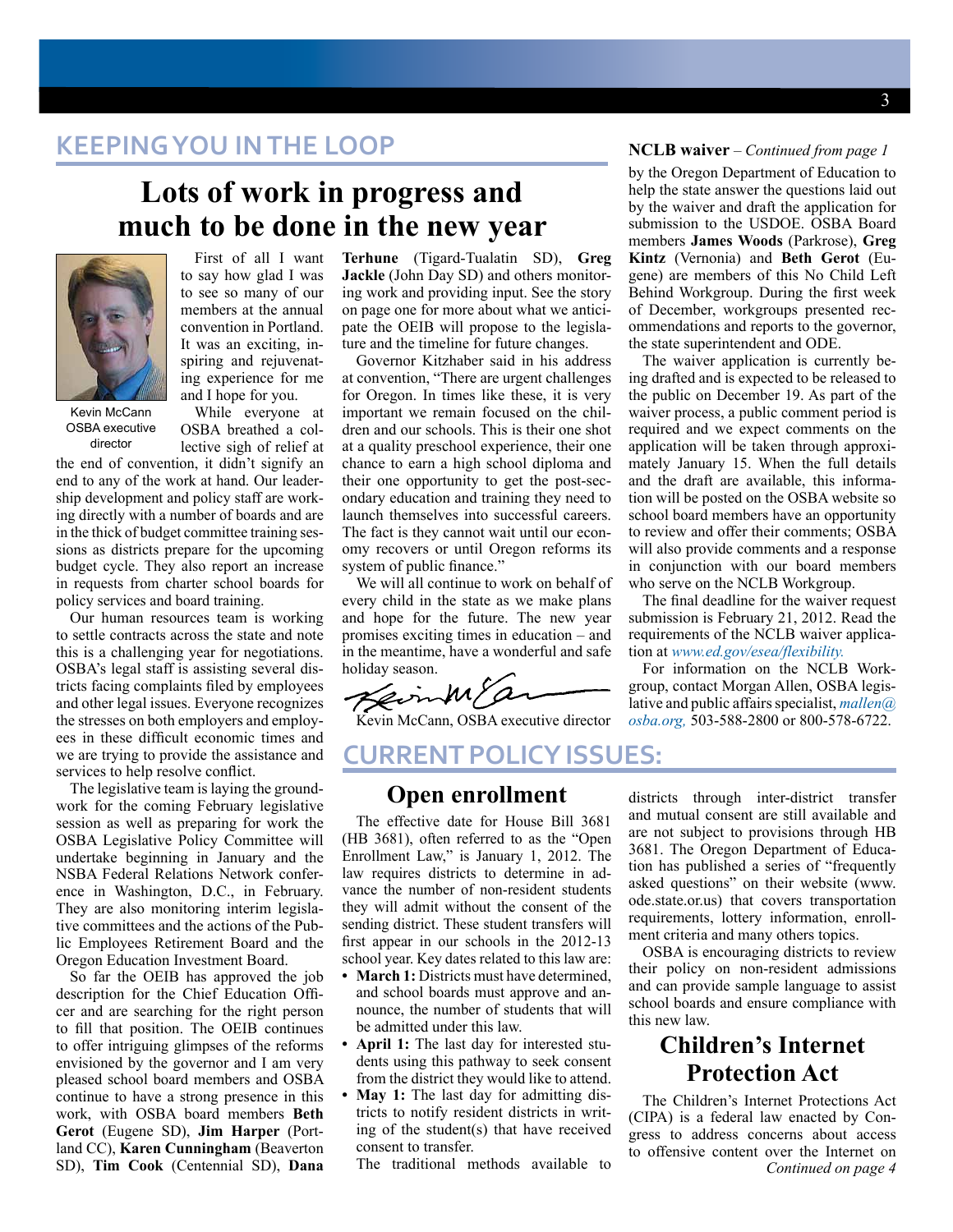## KEEPING YOU IN THE LOOP

# Lots of work in progress and much to be done in the new year

Kevin McCann OSBA executive director

First of all I want to say how glad I was to see so many of our members at the annual convention in Portland. It was an exciting, inspiring and rejuvenating experience for me and I hope for you.

While everyone at OSBA breathed a collective sigh of relief at the end of convention, it didn't signify an end to any of the work at hand. Our leadership development and policy staff are working directly with a number of boards and are in the thick of budget committee training sessions as districts prepare for the upcoming budget cycle. They also report an increase in requests from charter school boards for policy services and board training.

Our human resources team is working to settle contracts across the state and note this is a challenging year for negotiations. OSBA's legal staff is assisting several districts facing complaints filed by employees and other legal issues. Everyone recognizes the stresses on both employers and employees in these difficult economic times and we are trying to provide the assistance and services to help resolve conflict.

The legislative team is laying the groundwork for the coming February legislative session as well as preparing for work the OSBA Legislative Policy Committee will undertake beginning in January and the NSBA Federal Relations Network conference in Washington, D.C., in February. They are also monitoring interim legislative committees and the actions of the Public Employees Retirement Board and the Oregon Education Investment Board.

So far the OEIB has approved the job description for the Chief Education Officer and are searching for the right person to fill that position. The OEIB continues to offer intriguing glimpses of the reforms envisioned by the governor and I am very pleased school board members and OSBA continue to have a strong presence in this work, with OSBA board members **Beth Gerot** (Eugene SD), **Jim Harper** (Portland CC), **Karen Cunningham** (Beaverton SD), **Tim Cook** (Centennial SD), **Dana Terhune** (Tigard-Tualatin SD), **Greg Jackle** (John Day SD) and others monitoring work and providing input. See the story on page one for more about what we anticipate the OEIB will propose to the legislature and the timeline for future changes.

Governor Kitzhaber said in his address at convention, "There are urgent challenges for Oregon. In times like these, it is very important we remain focused on the children and our schools. This is their one shot at a quality preschool experience, their one chance to earn a high school diploma and their one opportunity to get the post-secondary education and training they need to launch themselves into successful careers. The fact is they cannot wait until our economy recovers or until Oregon reforms its system of public finance."

We will all continue to work on behalf of every child in the state as we make plans and hope for the future. The new year promises exciting times in education – and in the meantime, have a wonderful and safe holiday season.

Kevin McCann, OSBA executive director

**NCLB waiver** – *Continued from page 1*

by the Oregon Department of Education to help the state answer the questions laid out by the waiver and draft the application for submission to the USDOE. OSBA Board members **James Woods** (Parkrose), **Greg Kintz** (Vernonia) and **Beth Gerot** (Eugene) are members of this No Child Left Behind Workgroup. During the first week of December, workgroups presented recommendations and reports to the governor, the state superintendent and ODE.

The waiver application is currently being drafted and is expected to be released to the public on December 19. As part of the waiver process, a public comment period is required and we expect comments on the application will be taken through approximately January 15. When the full details and the draft are available, this information will be posted on the OSBA website so school board members have an opportunity to review and offer their comments; OSBA will also provide comments and a response in conjunction with our board members who serve on the NCLB Workgroup.

The final deadline for the waiver request submission is February 21, 2012. Read the requirements of the NCLB waiver application at *www.ed.gov/esea/flexibility.*

For information on the NCLB Workgroup, contact Morgan Allen, OSBA legislative and public affairs specialist, *mallen@osba.org,* 503-588-2800 or 800-578-6722.

## CURRENT POLICY ISSUES:

### Open enrollment

The effective date for House Bill 3681 (HB 3681), often referred to as the "Open Enrollment Law," is January 1, 2012. The law requires districts to determine in advance the number of non-resident students they will admit without the consent of the sending district. These student transfers will first appear in our schools in the 2012-13 school year. Key dates related to this law are:

- **March 1:** Districts must have determined, and school boards must approve and announce, the number of students that will be admitted under this law.
- **April 1:** The last day for interested students using this pathway to seek consent from the district they would like to attend.
- **May 1:** The last day for admitting districts to notify resident districts in writing of the student(s) that have received consent to transfer.

The traditional methods available to districts through inter-district transfer and mutual consent are still available and are not subject to provisions through HB 3681. The Oregon Department of Education has published a series of "frequently asked questions" on their website (www.ode.state.or.us) that covers transportation requirements, lottery information, enrollment criteria and many others topics.

OSBA is encouraging districts to review their policy on non-resident admissions and can provide sample language to assist school boards and ensure compliance with this new law.

### Children's Internet Protection Act

The Children's Internet Protections Act (CIPA) is a federal law enacted by Congress to address concerns about access to offensive content over the Internet on

*Continued on page 4*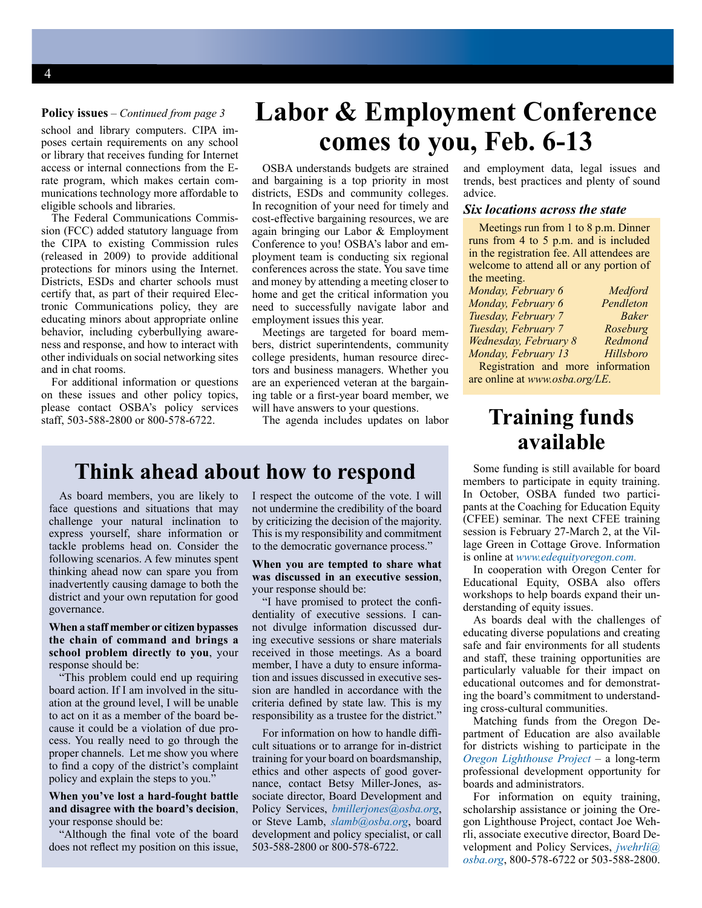**Policy issues** – *Continued from page 3*

school and library computers. CIPA imposes certain requirements on any school or library that receives funding for Internet access or internal connections from the E-rate program, which makes certain communications technology more affordable to eligible schools and libraries.

The Federal Communications Commission (FCC) added statutory language from the CIPA to existing Commission rules (released in 2009) to provide additional protections for minors using the Internet. Districts, ESDs and charter schools must certify that, as part of their required Electronic Communications policy, they are educating minors about appropriate online behavior, including cyberbullying awareness and response, and how to interact with other individuals on social networking sites and in chat rooms.

For additional information or questions on these issues and other policy topics, please contact OSBA's policy services staff, 503-588-2800 or 800-578-6722.

# Labor & Employment Conference comes to you, Feb. 6-13

OSBA understands budgets are strained and bargaining is a top priority in most districts, ESDs and community colleges. In recognition of your need for timely and cost-effective bargaining resources, we are again bringing our Labor & Employment Conference to you! OSBA's labor and employment team is conducting six regional conferences across the state. You save time and money by attending a meeting closer to home and get the critical information you need to successfully navigate labor and employment issues this year.

Meetings are targeted for board members, district superintendents, community college presidents, human resource directors and business managers. Whether you are an experienced veteran at the bargaining table or a first-year board member, we will have answers to your questions.

The agenda includes updates on labor and employment data, legal issues and trends, best practices and plenty of sound advice.

### *Six locations across the state*

Meetings run from 1 to 8 p.m. Dinner runs from 4 to 5 p.m. and is included in the registration fee. All attendees are welcome to attend all or any portion of the meeting.

| | |
|---|---|
| *Monday, February 6* | *Medford* |
| *Monday, February 6* | *Pendleton* |
| *Tuesday, February 7* | *Baker* |
| *Tuesday, February 7* | *Roseburg* |
| *Wednesday, February 8* | *Redmond* |
| *Monday, February 13* | *Hillsboro* |

Registration and more information are online at *www.osba.org/LE*.

## Think ahead about how to respond

As board members, you are likely to face questions and situations that may challenge your natural inclination to express yourself, share information or tackle problems head on. Consider the following scenarios. A few minutes spent thinking ahead now can spare you from inadvertently causing damage to both the district and your own reputation for good governance.

**When a staff member or citizen bypasses the chain of command and brings a school problem directly to you**, your response should be:

"This problem could end up requiring board action. If I am involved in the situation at the ground level, I will be unable to act on it as a member of the board because it could be a violation of due process. You really need to go through the proper channels. Let me show you where to find a copy of the district's complaint policy and explain the steps to you."

**When you've lost a hard-fought battle and disagree with the board's decision**, your response should be:

"Although the final vote of the board does not reflect my position on this issue, I respect the outcome of the vote. I will not undermine the credibility of the board by criticizing the decision of the majority. This is my responsibility and commitment to the democratic governance process."

**When you are tempted to share what was discussed in an executive session**, your response should be:

"I have promised to protect the confidentiality of executive sessions. I cannot divulge information discussed during executive sessions or share materials received in those meetings. As a board member, I have a duty to ensure information and issues discussed in executive session are handled in accordance with the criteria defined by state law. This is my responsibility as a trustee for the district."

For information on how to handle difficult situations or to arrange for in-district training for your board on boardsmanship, ethics and other aspects of good governance, contact Betsy Miller-Jones, associate director, Board Development and Policy Services, *bmillerjones@osba.org*, or Steve Lamb, *slamb@osba.org*, board development and policy specialist, or call 503-588-2800 or 800-578-6722.

## Training funds available

Some funding is still available for board members to participate in equity training. In October, OSBA funded two participants at the Coaching for Education Equity (CFEE) seminar. The next CFEE training session is February 27-March 2, at the Village Green in Cottage Grove. Information is online at *www.edequityoregon.com.*

In cooperation with Oregon Center for Educational Equity, OSBA also offers workshops to help boards expand their understanding of equity issues.

As boards deal with the challenges of educating diverse populations and creating safe and fair environments for all students and staff, these training opportunities are particularly valuable for their impact on educational outcomes and for demonstrating the board's commitment to understanding cross-cultural communities.

Matching funds from the Oregon Department of Education are also available for districts wishing to participate in the *Oregon Lighthouse Project* – a long-term professional development opportunity for boards and administrators.

For information on equity training, scholarship assistance or joining the Oregon Lighthouse Project, contact Joe Wehrli, associate executive director, Board Development and Policy Services, *jwehrli@osba.org*, 800-578-6722 or 503-588-2800.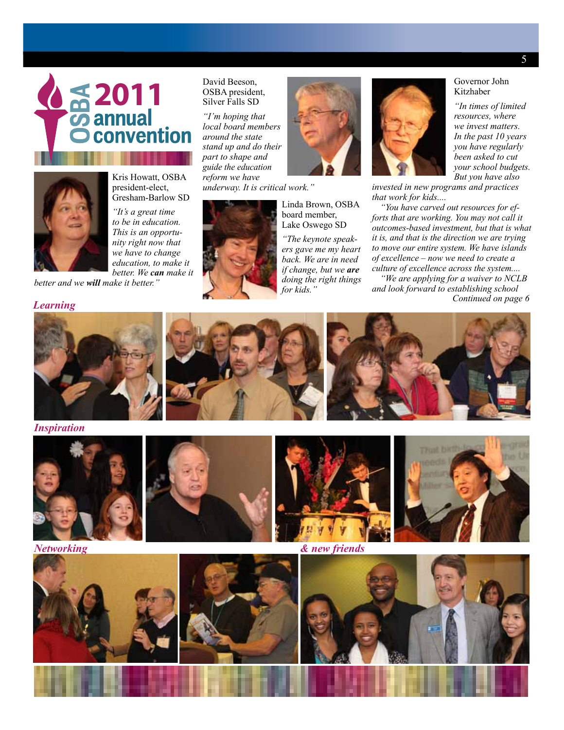# OSBA 2011 annual convention

Kris Howatt, OSBA president-elect, Gresham-Barlow SD

*"It's a great time to be in education. This is an opportunity right now that we have to change education, to make it better. We **can** make it better and we **will** make it better."*

David Beeson, OSBA president, Silver Falls SD

*"I'm hoping that local board members around the state stand up and do their part to shape and guide the education reform we have underway. It is critical work."*

Linda Brown, OSBA board member, Lake Oswego SD

*"The keynote speakers gave me my heart back. We are in need if change, but we **are** doing the right things for kids."*

Governor John Kitzhaber

*"In times of limited resources, where we invest matters. In the past 10 years you have regularly been asked to cut your school budgets. But you have also invested in new programs and practices that work for kids....*

*"You have carved out resources for efforts that are working. You may not call it outcomes-based investment, but that is what it is, and that is the direction we are trying to move our entire system. We have islands of excellence – now we need to create a culture of excellence across the system....*

*"We are applying for a waiver to NCLB and look forward to establishing school*

*Continued on page 6*

***Learning***

***Inspiration***

***Networking***

***& new friends***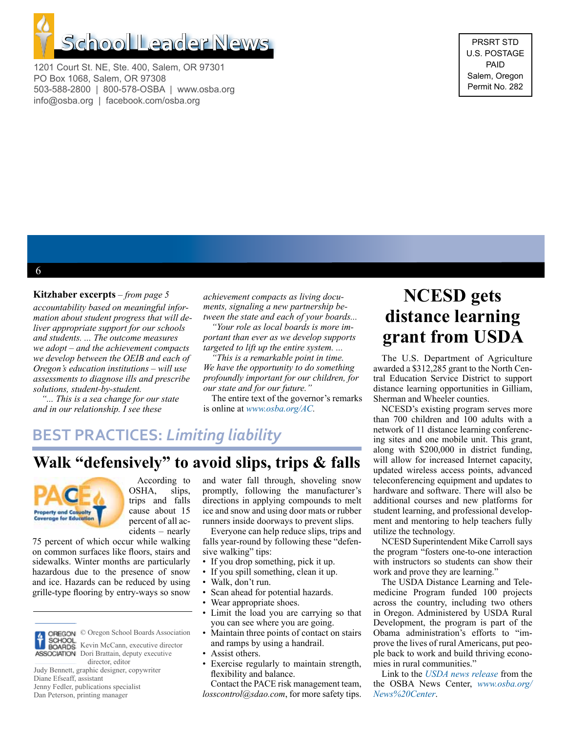# School Leader News

1201 Court St. NE, Ste. 400, Salem, OR 97301
PO Box 1068, Salem, OR 97308
503-588-2800 | 800-578-OSBA | www.osba.org
info@osba.org | facebook.com/osba.org

PRSRT STD
U.S. POSTAGE
PAID
Salem, Oregon
Permit No. 282

**Kitzhaber excerpts** – *from page 5*

*accountability based on meaningful information about student progress that will deliver appropriate support for our schools and students. ... The outcome measures we adopt – and the achievement compacts we develop between the OEIB and each of Oregon's education institutions – will use assessments to diagnose ills and prescribe solutions, student-by-student.*

*"... This is a sea change for our state and in our relationship. I see these achievement compacts as living documents, signaling a new partnership between the state and each of your boards...*

*"Your role as local boards is more important than ever as we develop supports targeted to lift up the entire system. ...*

*"This is a remarkable point in time. We have the opportunity to do something profoundly important for our children, for our state and for our future."*

The entire text of the governor's remarks is online at *www.osba.org/AC.*

## BEST PRACTICES: *Limiting liability*

## Walk "defensively" to avoid slips, trips & falls

PACE Property and Casualty Coverage for Education

According to OSHA, slips, trips and falls cause about 15 percent of all accidents – nearly 75 percent of which occur while walking on common surfaces like floors, stairs and sidewalks. Winter months are particularly hazardous due to the presence of snow and ice. Hazards can be reduced by using grille-type flooring by entry-ways so snow and water fall through, shoveling snow promptly, following the manufacturer's directions in applying compounds to melt ice and snow and using door mats or rubber runners inside doorways to prevent slips.

Everyone can help reduce slips, trips and falls year-round by following these "defensive walking" tips:

- If you drop something, pick it up.
- If you spill something, clean it up.
- Walk, don't run.
- Scan ahead for potential hazards.
- Wear appropriate shoes.
- Limit the load you are carrying so that you can see where you are going.
- Maintain three points of contact on stairs and ramps by using a handrail.
- Assist others.
- Exercise regularly to maintain strength, flexibility and balance.

Contact the PACE risk management team, *losscontrol@sdao.com*, for more safety tips.

## NCESD gets distance learning grant from USDA

The U.S. Department of Agriculture awarded a $312,285 grant to the North Central Education Service District to support distance learning opportunities in Gilliam, Sherman and Wheeler counties.

NCESD's existing program serves more than 700 children and 100 adults with a network of 11 distance learning conferencing sites and one mobile unit. This grant, along with $200,000 in district funding, will allow for increased Internet capacity, updated wireless access points, advanced teleconferencing equipment and updates to hardware and software. There will also be additional courses and new platforms for student learning, and professional development and mentoring to help teachers fully utilize the technology.

NCESD Superintendent Mike Carroll says the program "fosters one-to-one interaction with instructors so students can show their work and prove they are learning."

The USDA Distance Learning and Telemedicine Program funded 100 projects across the country, including two others in Oregon. Administered by USDA Rural Development, the program is part of the Obama administration's efforts to "improve the lives of rural Americans, put people back to work and build thriving economies in rural communities."

Link to the *USDA news release* from the the OSBA News Center, *www.osba.org/News%20Center*.

---

Oregon School Boards Association

© Oregon School Boards Association
Kevin McCann, executive director
Dori Brattain, deputy executive director, editor
Judy Bennett, graphic designer, copywriter
Diane Efseaff, assistant
Jenny Fedler, publications specialist
Dan Peterson, printing manager